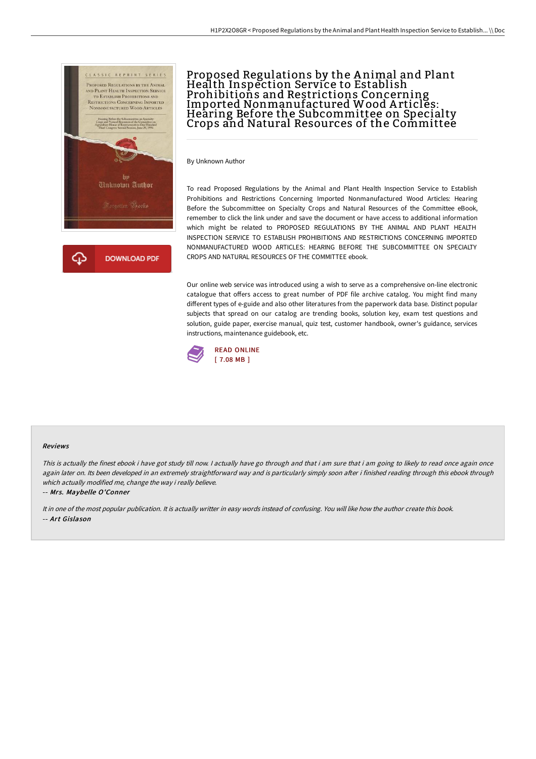# Proposed Regulations by the Animal and Plant Health Inspection Service to Establish Prohibitions and Restrictions Concerning Imported Nonmanufactured Wood Articles: Hearing Before the Subcommittee on Specialty Crops and Natural Resources of the Committee

By Unknown Author

To read Proposed Regulations by the Animal and Plant Health Inspection Service to Establish Prohibitions and Restrictions Concerning Imported Nonmanufactured Wood Articles: Hearing Before the Subcommittee on Specialty Crops and Natural Resources of the Committee eBook, remember to click the link under and save the document or have access to additional information which might be related to PROPOSED REGULATIONS BY THE ANIMAL AND PLANT HEALTH INSPECTION SERVICE TO ESTABLISH PROHIBITIONS AND RESTRICTIONS CONCERNING IMPORTED NONMANUFACTURED WOOD ARTICLES: HEARING BEFORE THE SUBCOMMITTEE ON SPECIALTY CROPS AND NATURAL RESOURCES OF THE COMMITTEE ebook.

Our online web service was introduced using a wish to serve as a comprehensive on-line electronic catalogue that offers access to great number of PDF file archive catalog. You might find many different types of e-guide and also other literatures from the paperwork data base. Distinct popular subjects that spread on our catalog are trending books, solution key, exam test questions and solution, guide paper, exercise manual, quiz test, customer handbook, owner's guidance, services instructions, maintenance guidebook, etc.

READ ONLINE
[ 7.08 MB ]

### Reviews

*This is actually the finest ebook i have got study till now. I actually have go through and that i am sure that i am going to likely to read once again once again later on. Its been developed in an extremely straightforward way and is particularly simply soon after i finished reading through this ebook through which actually modified me, change the way i really believe.*

-- *Mrs. Maybelle O'Conner*

*It in one of the most popular publication. It is actually writter in easy words instead of confusing. You will like how the author create this book.*

-- *Art Gislason*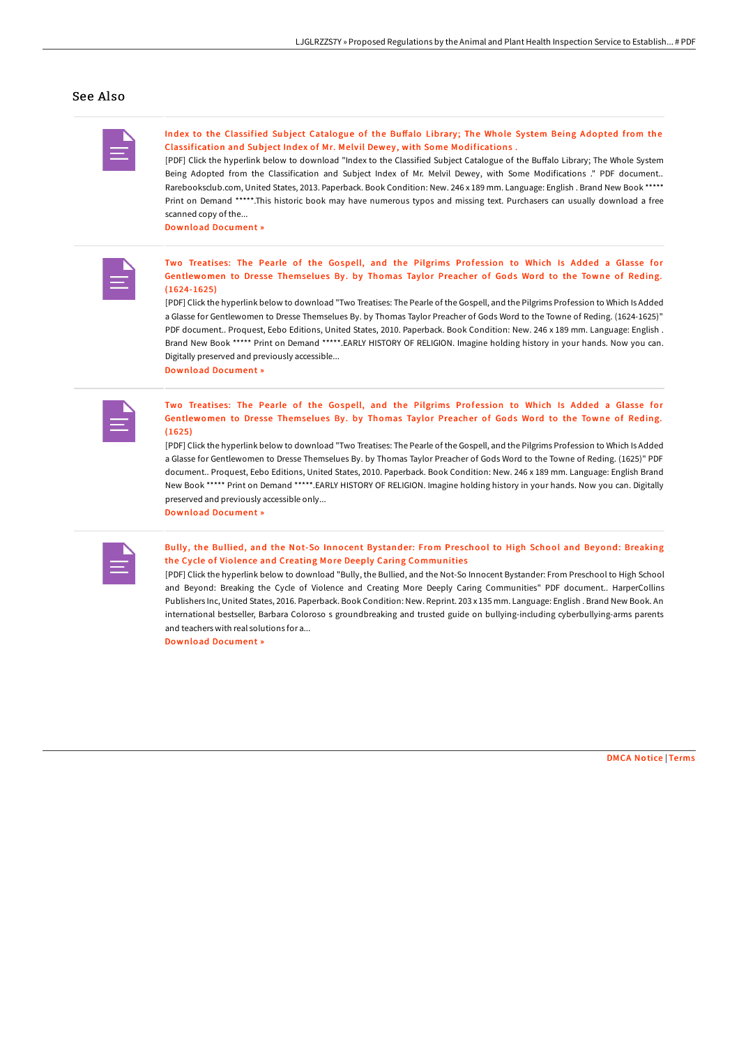## See Also

**Index to the Classified Subject Catalogue of the Buffalo Library; The Whole System Being Adopted from the Classification and Subject Index of Mr. Melvil Dewey, with Some Modifications .**

[PDF] Click the hyperlink below to download "Index to the Classified Subject Catalogue of the Buffalo Library; The Whole System Being Adopted from the Classification and Subject Index of Mr. Melvil Dewey, with Some Modifications ." PDF document.. Rarebooksclub.com, United States, 2013. Paperback. Book Condition: New. 246 x 189 mm. Language: English . Brand New Book ***** Print on Demand *****.This historic book may have numerous typos and missing text. Purchasers can usually download a free scanned copy of the...

Download Document »

**Two Treatises: The Pearle of the Gospell, and the Pilgrims Profession to Which Is Added a Glasse for Gentlewomen to Dresse Themselues By. by Thomas Taylor Preacher of Gods Word to the Towne of Reding. (1624-1625)**

[PDF] Click the hyperlink below to download "Two Treatises: The Pearle of the Gospell, and the Pilgrims Profession to Which Is Added a Glasse for Gentlewomen to Dresse Themselues By. by Thomas Taylor Preacher of Gods Word to the Towne of Reding. (1624-1625)" PDF document.. Proquest, Eebo Editions, United States, 2010. Paperback. Book Condition: New. 246 x 189 mm. Language: English . Brand New Book ***** Print on Demand *****.EARLY HISTORY OF RELIGION. Imagine holding history in your hands. Now you can. Digitally preserved and previously accessible...

Download Document »

**Two Treatises: The Pearle of the Gospell, and the Pilgrims Profession to Which Is Added a Glasse for Gentlewomen to Dresse Themselues By. by Thomas Taylor Preacher of Gods Word to the Towne of Reding. (1625)**

[PDF] Click the hyperlink below to download "Two Treatises: The Pearle of the Gospell, and the Pilgrims Profession to Which Is Added a Glasse for Gentlewomen to Dresse Themselues By. by Thomas Taylor Preacher of Gods Word to the Towne of Reding. (1625)" PDF document.. Proquest, Eebo Editions, United States, 2010. Paperback. Book Condition: New. 246 x 189 mm. Language: English Brand New Book ***** Print on Demand *****.EARLY HISTORY OF RELIGION. Imagine holding history in your hands. Now you can. Digitally preserved and previously accessible only...

Download Document »

**Bully, the Bullied, and the Not-So Innocent Bystander: From Preschool to High School and Beyond: Breaking the Cycle of Violence and Creating More Deeply Caring Communities**

[PDF] Click the hyperlink below to download "Bully, the Bullied, and the Not-So Innocent Bystander: From Preschool to High School and Beyond: Breaking the Cycle of Violence and Creating More Deeply Caring Communities" PDF document.. HarperCollins Publishers Inc, United States, 2016. Paperback. Book Condition: New. Reprint. 203 x 135 mm. Language: English . Brand New Book. An international bestseller, Barbara Coloroso s groundbreaking and trusted guide on bullying-including cyberbullying-arms parents and teachers with real solutions for a...

Download Document »

DMCA Notice | Terms